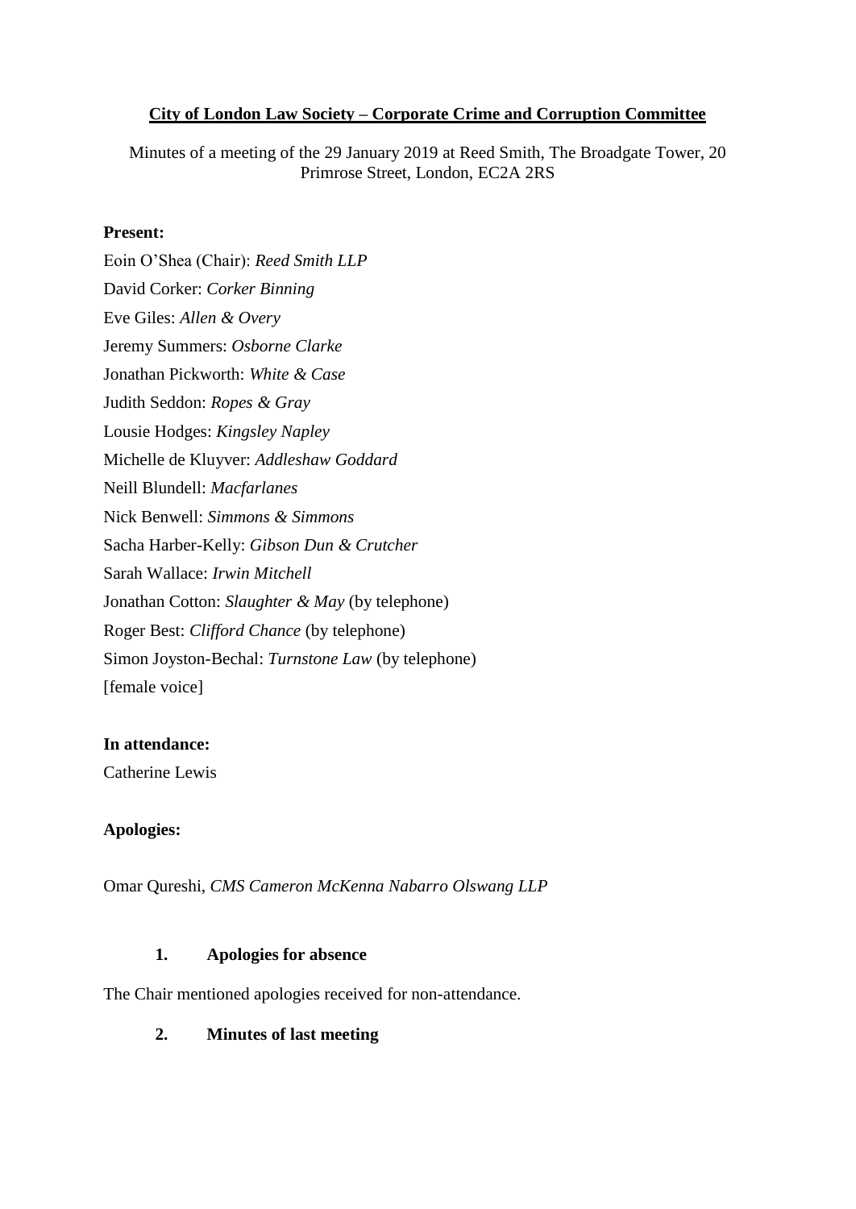**City of London Law Society – Corporate Crime and Corruption Committee**

Minutes of a meeting of the 29 January 2019 at Reed Smith, The Broadgate Tower, 20 Primrose Street, London, EC2A 2RS

**Present:**

Eoin O'Shea (Chair): *Reed Smith LLP*
David Corker: *Corker Binning*
Eve Giles: *Allen & Overy*
Jeremy Summers: *Osborne Clarke*
Jonathan Pickworth: *White & Case*
Judith Seddon: *Ropes & Gray*
Lousie Hodges: *Kingsley Napley*
Michelle de Kluyver: *Addleshaw Goddard*
Neill Blundell: *Macfarlanes*
Nick Benwell: *Simmons & Simmons*
Sacha Harber-Kelly: *Gibson Dun & Crutcher*
Sarah Wallace: *Irwin Mitchell*
Jonathan Cotton: *Slaughter & May* (by telephone)
Roger Best: *Clifford Chance* (by telephone)
Simon Joyston-Bechal: *Turnstone Law* (by telephone)
[female voice]

**In attendance:**

Catherine Lewis

**Apologies:**

Omar Qureshi, *CMS Cameron McKenna Nabarro Olswang LLP*

**1. Apologies for absence**

The Chair mentioned apologies received for non-attendance.

**2. Minutes of last meeting**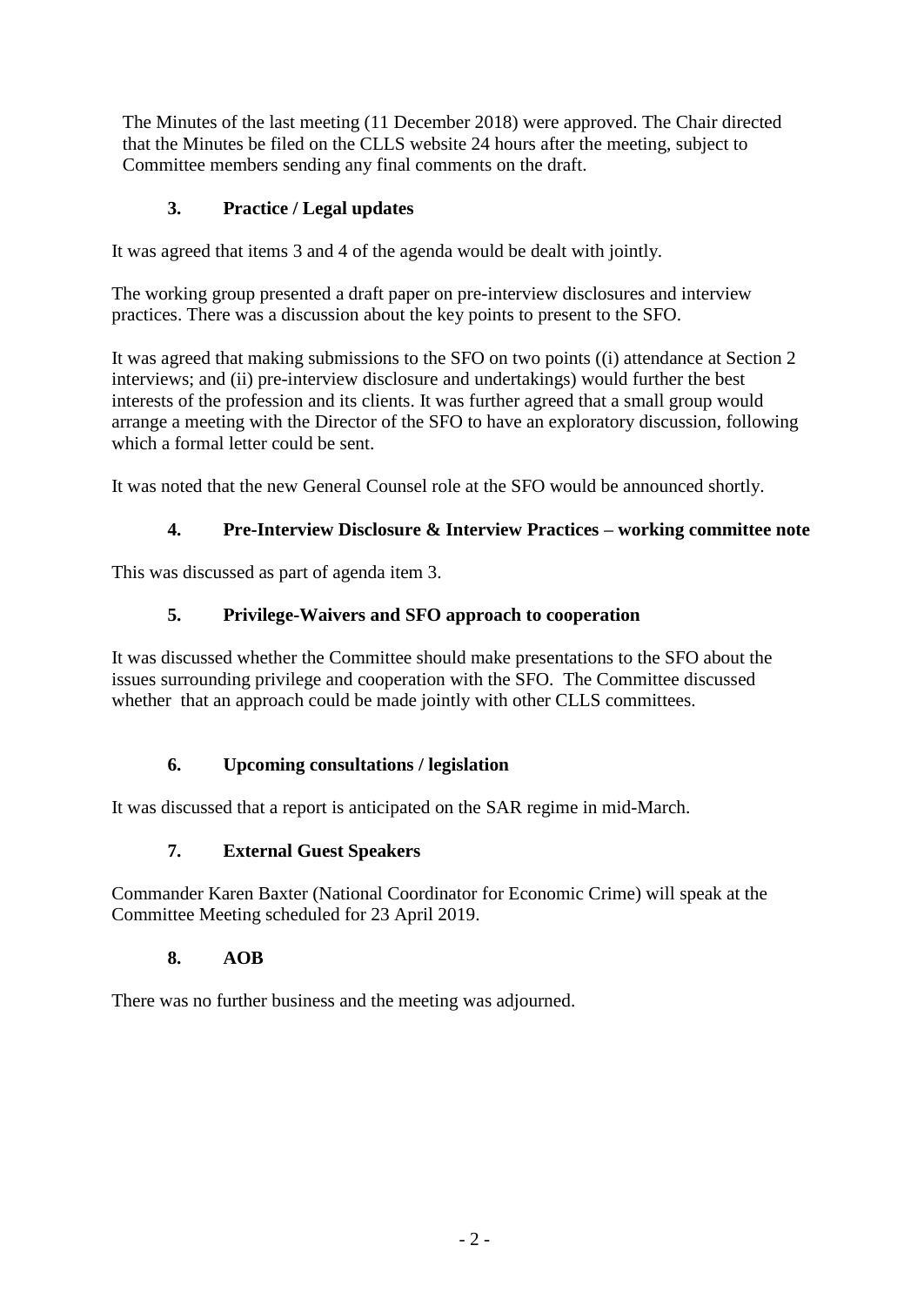The Minutes of the last meeting (11 December 2018) were approved. The Chair directed that the Minutes be filed on the CLLS website 24 hours after the meeting, subject to Committee members sending any final comments on the draft.

## 3. Practice / Legal updates

It was agreed that items 3 and 4 of the agenda would be dealt with jointly.

The working group presented a draft paper on pre-interview disclosures and interview practices. There was a discussion about the key points to present to the SFO.

It was agreed that making submissions to the SFO on two points ((i) attendance at Section 2 interviews; and (ii) pre-interview disclosure and undertakings) would further the best interests of the profession and its clients. It was further agreed that a small group would arrange a meeting with the Director of the SFO to have an exploratory discussion, following which a formal letter could be sent.

It was noted that the new General Counsel role at the SFO would be announced shortly.

## 4. Pre-Interview Disclosure & Interview Practices – working committee note

This was discussed as part of agenda item 3.

## 5. Privilege-Waivers and SFO approach to cooperation

It was discussed whether the Committee should make presentations to the SFO about the issues surrounding privilege and cooperation with the SFO. The Committee discussed whether that an approach could be made jointly with other CLLS committees.

## 6. Upcoming consultations / legislation

It was discussed that a report is anticipated on the SAR regime in mid-March.

## 7. External Guest Speakers

Commander Karen Baxter (National Coordinator for Economic Crime) will speak at the Committee Meeting scheduled for 23 April 2019.

## 8. AOB

There was no further business and the meeting was adjourned.